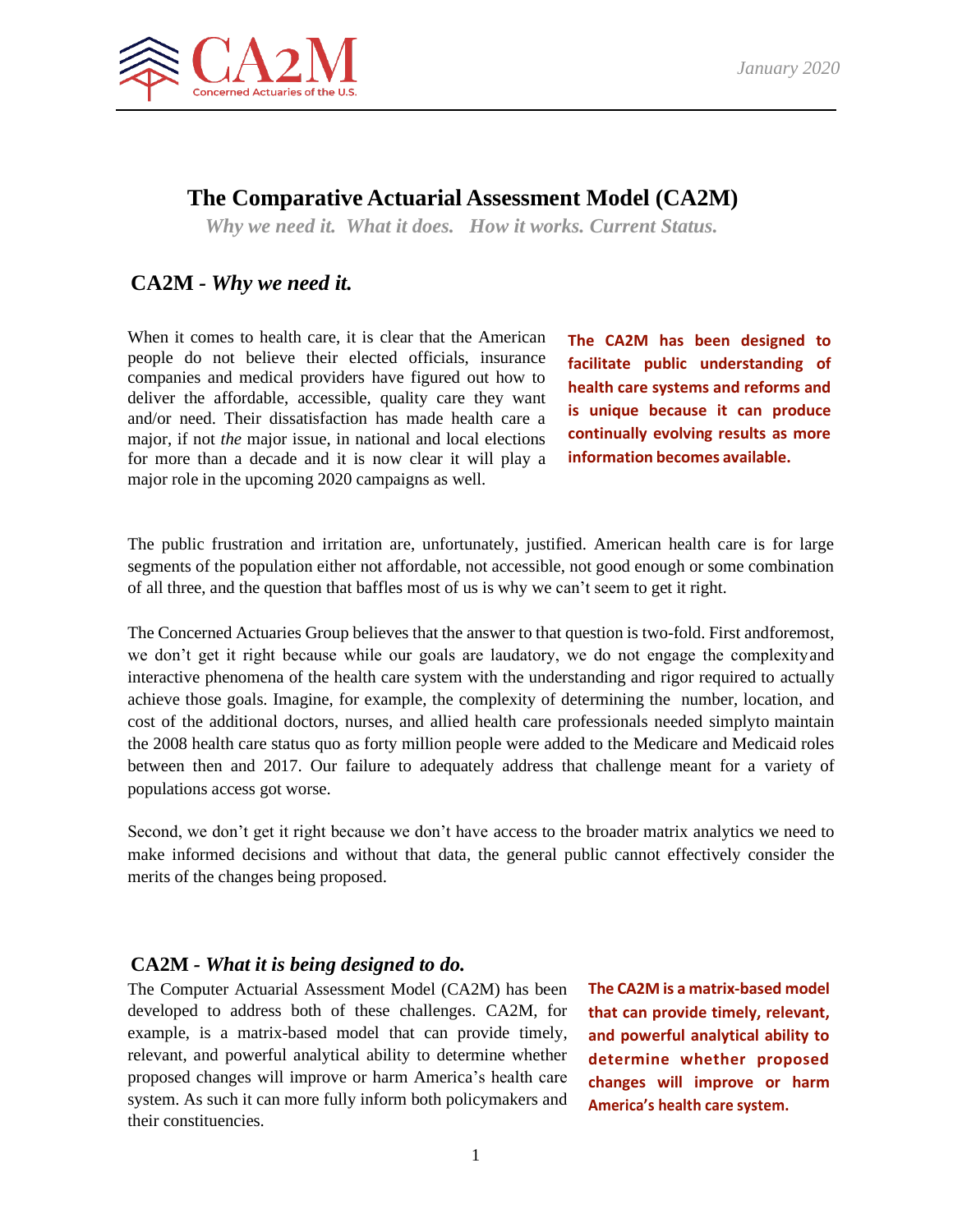CA2M

Concerned Actuaries of the U.S.

January 2020

# The Comparative Actuarial Assessment Model (CA2M)

*Why we need it. What it does. How it works. Current Status.*

## CA2M - *Why we need it.*

When it comes to health care, it is clear that the American people do not believe their elected officials, insurance companies and medical providers have figured out how to deliver the affordable, accessible, quality care they want and/or need. Their dissatisfaction has made health care a major, if not *the* major issue, in national and local elections for more than a decade and it is now clear it will play a major role in the upcoming 2020 campaigns as well.

**The CA2M has been designed to facilitate public understanding of health care systems and reforms and is unique because it can produce continually evolving results as more information becomes available.**

The public frustration and irritation are, unfortunately, justified. American health care is for large segments of the population either not affordable, not accessible, not good enough or some combination of all three, and the question that baffles most of us is why we can't seem to get it right.

The Concerned Actuaries Group believes that the answer to that question is two-fold. First andforemost, we don't get it right because while our goals are laudatory, we do not engage the complexityand interactive phenomena of the health care system with the understanding and rigor required to actually achieve those goals. Imagine, for example, the complexity of determining the number, location, and cost of the additional doctors, nurses, and allied health care professionals needed simplyto maintain the 2008 health care status quo as forty million people were added to the Medicare and Medicaid roles between then and 2017. Our failure to adequately address that challenge meant for a variety of populations access got worse.

Second, we don't get it right because we don't have access to the broader matrix analytics we need to make informed decisions and without that data, the general public cannot effectively consider the merits of the changes being proposed.

## CA2M - *What it is being designed to do.*

The Computer Actuarial Assessment Model (CA2M) has been developed to address both of these challenges. CA2M, for example, is a matrix-based model that can provide timely, relevant, and powerful analytical ability to determine whether proposed changes will improve or harm America's health care system. As such it can more fully inform both policymakers and their constituencies.

**The CA2M is a matrix-based model that can provide timely, relevant, and powerful analytical ability to determine whether proposed changes will improve or harm America's health care system.**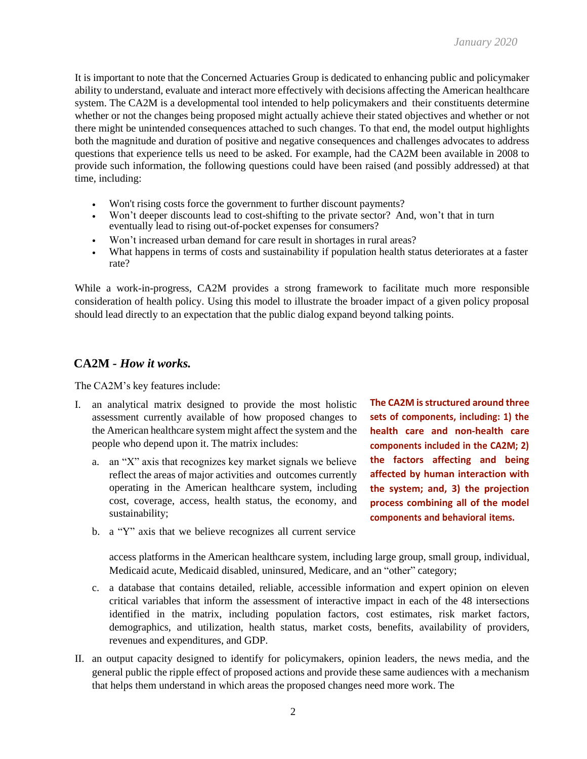It is important to note that the Concerned Actuaries Group is dedicated to enhancing public and policymaker ability to understand, evaluate and interact more effectively with decisions affecting the American healthcare system. The CA2M is a developmental tool intended to help policymakers and their constituents determine whether or not the changes being proposed might actually achieve their stated objectives and whether or not there might be unintended consequences attached to such changes. To that end, the model output highlights both the magnitude and duration of positive and negative consequences and challenges advocates to address questions that experience tells us need to be asked. For example, had the CA2M been available in 2008 to provide such information, the following questions could have been raised (and possibly addressed) at that time, including:

- Won't rising costs force the government to further discount payments?
- Won't deeper discounts lead to cost-shifting to the private sector? And, won't that in turn eventually lead to rising out-of-pocket expenses for consumers?
- Won't increased urban demand for care result in shortages in rural areas?
- What happens in terms of costs and sustainability if population health status deteriorates at a faster rate?

While a work-in-progress, CA2M provides a strong framework to facilitate much more responsible consideration of health policy. Using this model to illustrate the broader impact of a given policy proposal should lead directly to an expectation that the public dialog expand beyond talking points.

## CA2M - *How it works.*

**The CA2M is structured around three sets of components, including: 1) the health care and non-health care components included in the CA2M; 2) the factors affecting and being affected by human interaction with the system; and, 3) the projection process combining all of the model components and behavioral items.**

The CA2M's key features include:

I. an analytical matrix designed to provide the most holistic assessment currently available of how proposed changes to the American healthcare system might affect the system and the people who depend upon it. The matrix includes:

   a. an "X" axis that recognizes key market signals we believe reflect the areas of major activities and outcomes currently operating in the American healthcare system, including cost, coverage, access, health status, the economy, and sustainability;

   b. a "Y" axis that we believe recognizes all current service access platforms in the American healthcare system, including large group, small group, individual, Medicaid acute, Medicaid disabled, uninsured, Medicare, and an "other" category;

   c. a database that contains detailed, reliable, accessible information and expert opinion on eleven critical variables that inform the assessment of interactive impact in each of the 48 intersections identified in the matrix, including population factors, cost estimates, risk market factors, demographics, and utilization, health status, market costs, benefits, availability of providers, revenues and expenditures, and GDP.

II. an output capacity designed to identify for policymakers, opinion leaders, the news media, and the general public the ripple effect of proposed actions and provide these same audiences with a mechanism that helps them understand in which areas the proposed changes need more work. The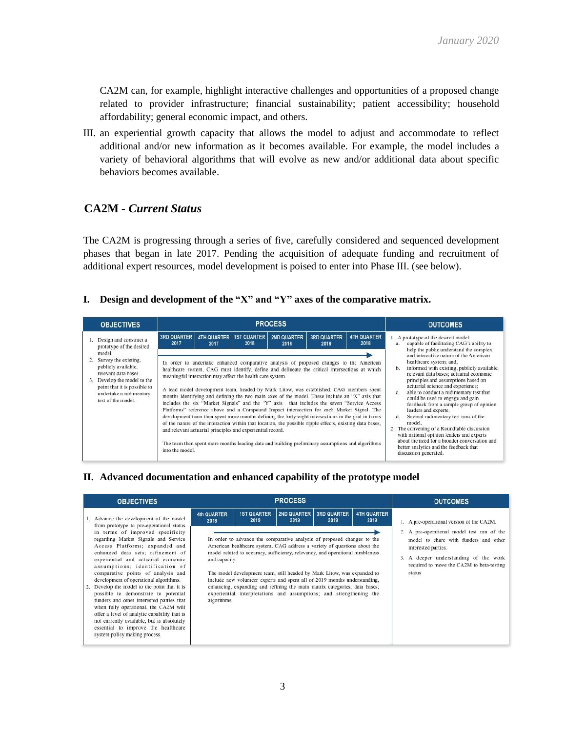CA2M can, for example, highlight interactive challenges and opportunities of a proposed change related to provider infrastructure; financial sustainability; patient accessibility; household affordability; general economic impact, and others.

III. an experiential growth capacity that allows the model to adjust and accommodate to reflect additional and/or new information as it becomes available. For example, the model includes a variety of behavioral algorithms that will evolve as new and/or additional data about specific behaviors becomes available.

## CA2M - *Current Status*

The CA2M is progressing through a series of five, carefully considered and sequenced development phases that began in late 2017. Pending the acquisition of adequate funding and recruitment of additional expert resources, model development is poised to enter into Phase III. (see below).

### I. Design and development of the "X" and "Y" axes of the comparative matrix.

| OBJECTIVES | PROCESS | OUTCOMES |
|---|---|---|
| 1. Design and construct a prototype of the desired model.<br>2. Survey the existing, publicly available, relevant data bases.<br>3. Develop the model to the point that it is possible to undertake a rudimentary test of the model. | 3RD QUARTER 2017 → 4TH QUARTER 2017 → 1ST QUARTER 2018 → 2ND QUARTER 2018 → 3RD QUARTER 2018 → 4TH QUARTER 2018<br><br>In order to undertake enhanced comparative analysis of proposed changes to the American healthcare system, CAG must identify, define and delineate the critical intersections at which meaningful interaction may affect the health care system.<br><br>A lead model development team, headed by Mark Litow, was established. CAG members spent months identifying and defining the two main axes of the model. These include an "X" axis that includes the six "Market Signals" and the "Y" axis that includes the seven "Service Access Platforms" reference above and a Compound Impact intersection for each Market Signal. The development team then spent more months defining the forty-eight intersections in the grid in terms of the nature of the interaction within that location, the possible ripple effects, existing data bases, and relevant actuarial principles and experiential record.<br><br>The team then spent more months loading data and building preliminary assumptions and algorithms into the model. | 1. A prototype of the desired model:<br>a. capable of facilitating CAG's ability to help the public understand the complex and interactive nature of the American healthcare system; and,<br>b. informed with existing, publicly available, relevant data bases; actuarial economic principles and assumptions based on actuarial science and experience;<br>c. able to conduct a rudimentary test that could be used to engage and gain feedback from a sample group of opinion leaders and experts.<br>d. Several rudimentary test runs of the model.<br>2. The convening of a Roundtable discussion with national opinion leaders and experts about the need for a broader conversation and better analytics and the feedback that discussion generated. |

### II. Advanced documentation and enhanced capability of the prototype model

| OBJECTIVES | PROCESS | OUTCOMES |
|---|---|---|
| 1. Advance the development of the model from prototype to pre-operational status in terms of improved specificity regarding Market Signals and Service Access Platforms; expanded and enhanced data sets; refinement of experiential and actuarial economic assumptions; identification of comparative points of analysis and development of operational algorithms.<br>2. Develop the model to the point that it is possible to demonstrate to potential funders and other interested parties that when fully operational, the CA2M will offer a level of analytic capability that is not currently available, but is absolutely essential to improve the healthcare system policy making process. | 4th QUARTER 2018 → 1ST QUARTER 2019 → 2ND QUARTER 2019 → 3RD QUARTER 2019 → 4TH QUARTER 2019<br><br>In order to advance the comparative analysis of proposed changes to the American healthcare system, CAG address a variety of questions about the model related to accuracy, sufficiency, relevancy, and operational nimbleness and capacity.<br><br>The model development team, still headed by Mark Litow, was expanded to include new volunteer experts and spent all of 2019 months understanding, enhancing, expanding and refining the main matrix categories; data bases; experiential interpretations and assumptions; and strengthening the algorithms. | 1. A pre-operational version of the CA2M.<br>2. A pre-operational model test run of the model to share with funders and other interested parties.<br>3. A deeper understanding of the work required to move the CA2M to beta-testing status. |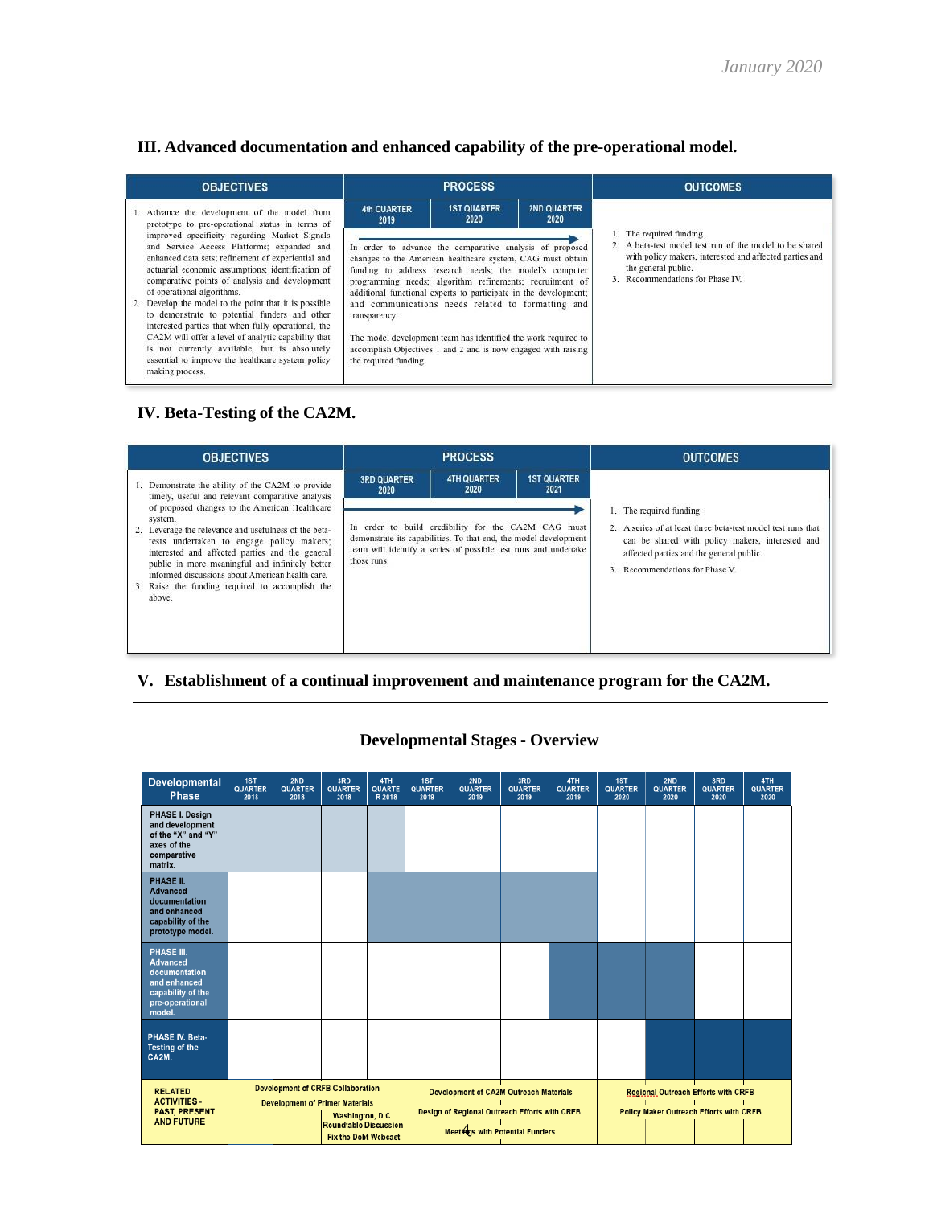*January 2020*

## III. Advanced documentation and enhanced capability of the pre-operational model.

| OBJECTIVES | PROCESS | | | OUTCOMES |
|---|---|---|---|---|
| | 4th QUARTER 2019 | 1ST QUARTER 2020 | 2ND QUARTER 2020 | |
| 1. Advance the development of the model from prototype to pre-operational status in terms of improved specificity regarding Market Signals and Service Access Platforms; expanded and enhanced data sets; refinement of experiential and actuarial economic assumptions; identification of comparative points of analysis and development of operational algorithms.<br>2. Develop the model to the point that it is possible to demonstrate to potential funders and other interested parties that when fully operational, the CA2M will offer a level of analytic capability that is not currently available, but is absolutely essential to improve the healthcare system policy making process. | In order to advance the comparative analysis of proposed changes to the American healthcare system, CAG must obtain funding to address research needs; the model's computer programming needs; algorithm refinements; recruitment of additional functional experts to participate in the development; and communications needs related to formatting and transparency.<br><br>The model development team has identified the work required to accomplish Objectives 1 and 2 and is now engaged with raising the required funding. | | | 1. The required funding.<br>2. A beta-test model test run of the model to be shared with policy makers, interested and affected parties and the general public.<br>3. Recommendations for Phase IV. |

## IV. Beta-Testing of the CA2M.

| OBJECTIVES | PROCESS | | | OUTCOMES |
|---|---|---|---|---|
| | 3RD QUARTER 2020 | 4TH QUARTER 2020 | 1ST QUARTER 2021 | |
| 1. Demonstrate the ability of the CA2M to provide timely, useful and relevant comparative analysis of proposed changes to the American Healthcare system.<br>2. Leverage the relevance and usefulness of the beta-tests undertaken to engage policy makers; interested and affected parties and the general public in more meaningful and infinitely better informed discussions about American health care.<br>3. Raise the funding required to accomplish the above. | In order to build credibility for the CA2M CAG must demonstrate its capabilities. To that end, the model development team will identify a series of possible test runs and undertake those runs. | | | 1. The required funding.<br>2. A series of at least three beta-test model test runs that can be shared with policy makers, interested and affected parties and the general public.<br>3. Recommendations for Phase V. |

## V. Establishment of a continual improvement and maintenance program for the CA2M.

---

## Developmental Stages - Overview

| Developmental Phase | 1ST QUARTER 2018 | 2ND QUARTER 2018 | 3RD QUARTER 2018 | 4TH QUARTER 2018 | 1ST QUARTER 2019 | 2ND QUARTER 2019 | 3RD QUARTER 2019 | 4TH QUARTER 2019 | 1ST QUARTER 2020 | 2ND QUARTER 2020 | 3RD QUARTER 2020 | 4TH QUARTER 2020 |
|---|---|---|---|---|---|---|---|---|---|---|---|---|
| PHASE I. Design and development of the "X" and "Y" axes of the comparative matrix. | ■ | ■ | ■ | ■ | | | | | | | | |
| PHASE II. Advanced documentation and enhanced capability of the prototype model. | | | | ■ | ■ | ■ | ■ | ■ | | | | |
| PHASE III. Advanced documentation and enhanced capability of the pre-operational model. | | | | | | | | ■ | ■ | ■ | | |
| PHASE IV. Beta-Testing of the CA2M. | | | | | | | | | | ■ | ■ | ■ |
| RELATED ACTIVITIES - PAST, PRESENT AND FUTURE | Development of CRFB Collaboration; Development of Primer Materials; Washington, D.C. Roundtable Discussion; Fix the Debt Webcast | | | | Development of CA2M Outreach Materials; Design of Regional Outreach Efforts with CRFB; Meetings with Potential Funders | | | | Regional Outreach Efforts with CRFB; Policy Maker Outreach Efforts with CRFB | | | |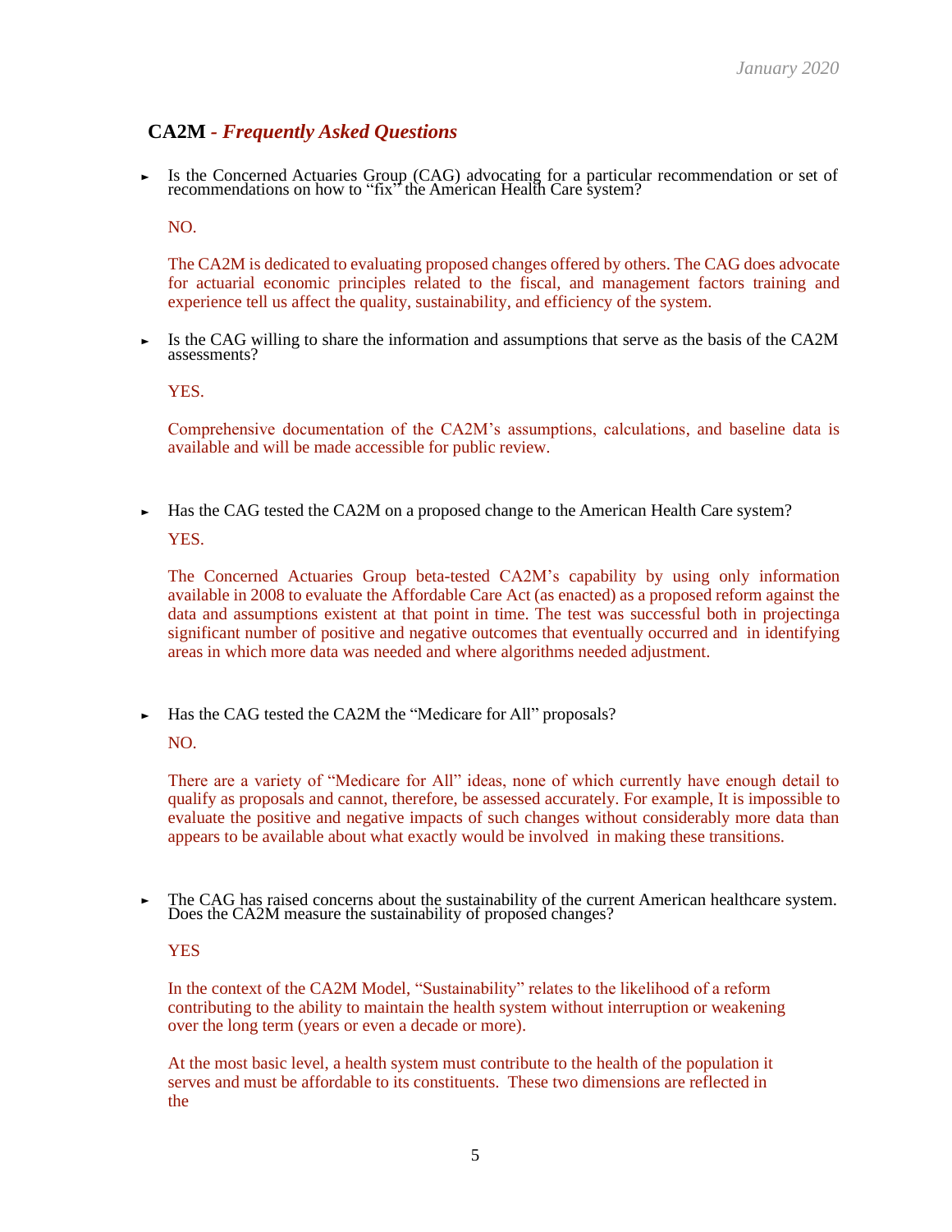## CA2M - *Frequently Asked Questions*

- Is the Concerned Actuaries Group (CAG) advocating for a particular recommendation or set of recommendations on how to "fix" the American Health Care system?

  NO.

  The CA2M is dedicated to evaluating proposed changes offered by others. The CAG does advocate for actuarial economic principles related to the fiscal, and management factors training and experience tell us affect the quality, sustainability, and efficiency of the system.

- Is the CAG willing to share the information and assumptions that serve as the basis of the CA2M assessments?

  YES.

  Comprehensive documentation of the CA2M's assumptions, calculations, and baseline data is available and will be made accessible for public review.

- Has the CAG tested the CA2M on a proposed change to the American Health Care system?

  YES.

  The Concerned Actuaries Group beta-tested CA2M's capability by using only information available in 2008 to evaluate the Affordable Care Act (as enacted) as a proposed reform against the data and assumptions existent at that point in time. The test was successful both in projectinga significant number of positive and negative outcomes that eventually occurred and in identifying areas in which more data was needed and where algorithms needed adjustment.

- Has the CAG tested the CA2M the "Medicare for All" proposals?

  NO.

  There are a variety of "Medicare for All" ideas, none of which currently have enough detail to qualify as proposals and cannot, therefore, be assessed accurately. For example, It is impossible to evaluate the positive and negative impacts of such changes without considerably more data than appears to be available about what exactly would be involved in making these transitions.

- The CAG has raised concerns about the sustainability of the current American healthcare system. Does the CA2M measure the sustainability of proposed changes?

  YES

  In the context of the CA2M Model, "Sustainability" relates to the likelihood of a reform contributing to the ability to maintain the health system without interruption or weakening over the long term (years or even a decade or more).

  At the most basic level, a health system must contribute to the health of the population it serves and must be affordable to its constituents. These two dimensions are reflected in the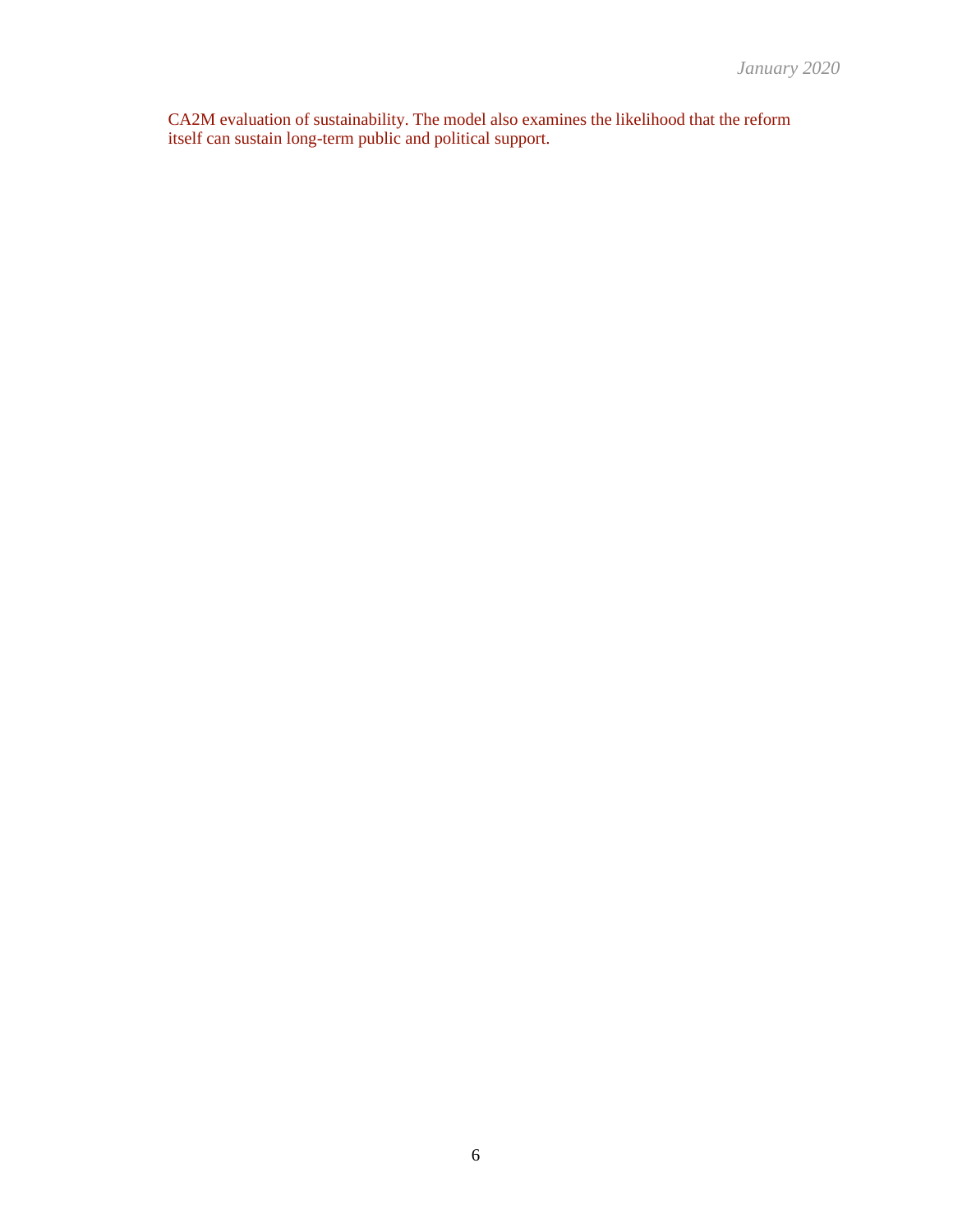CA2M evaluation of sustainability. The model also examines the likelihood that the reform itself can sustain long-term public and political support.